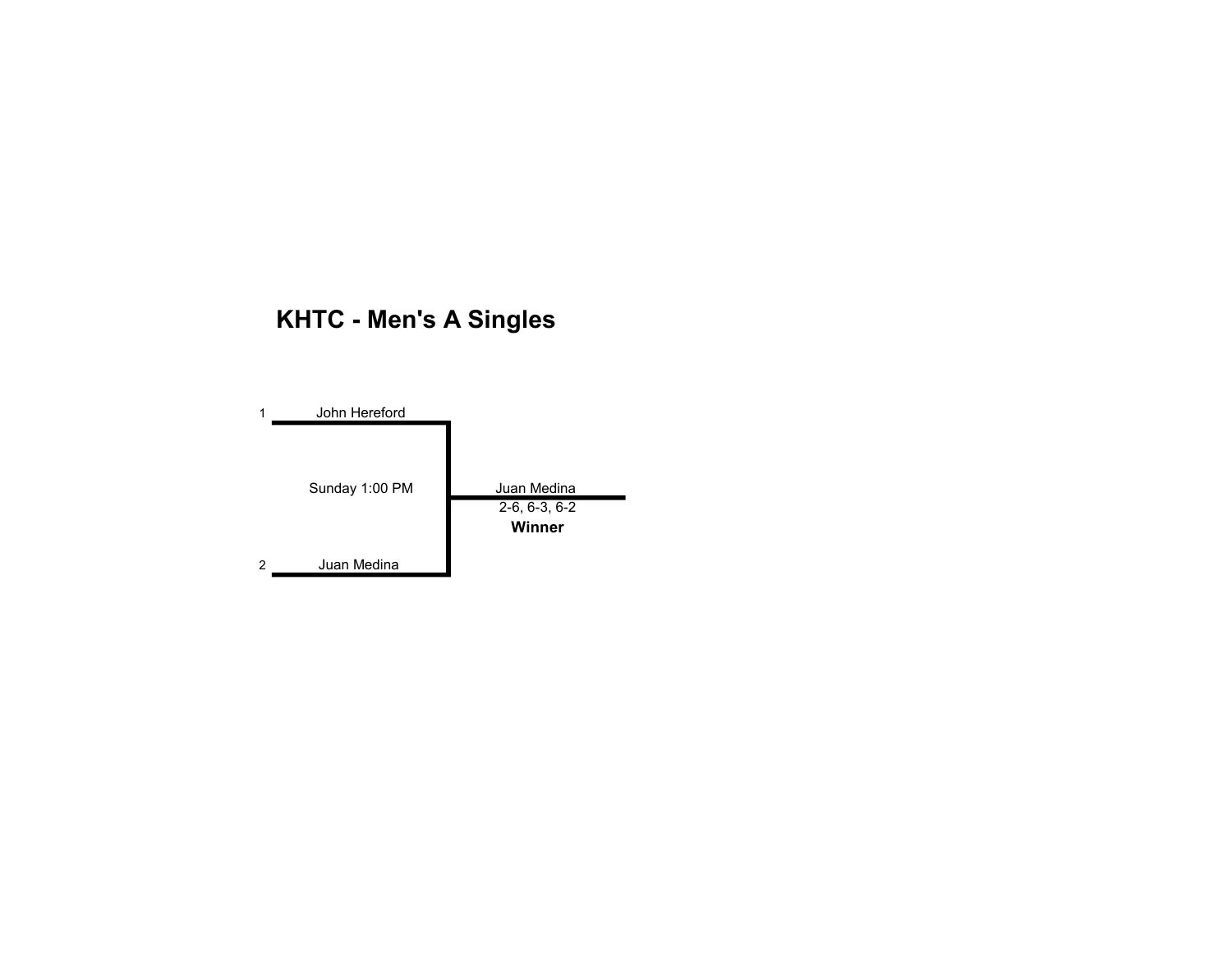# KHTC - Men's A Singles

1 John Hereford

Sunday 1:00 PM

2 Juan Medina

Juan Medina
2-6, 6-3, 6-2
**Winner**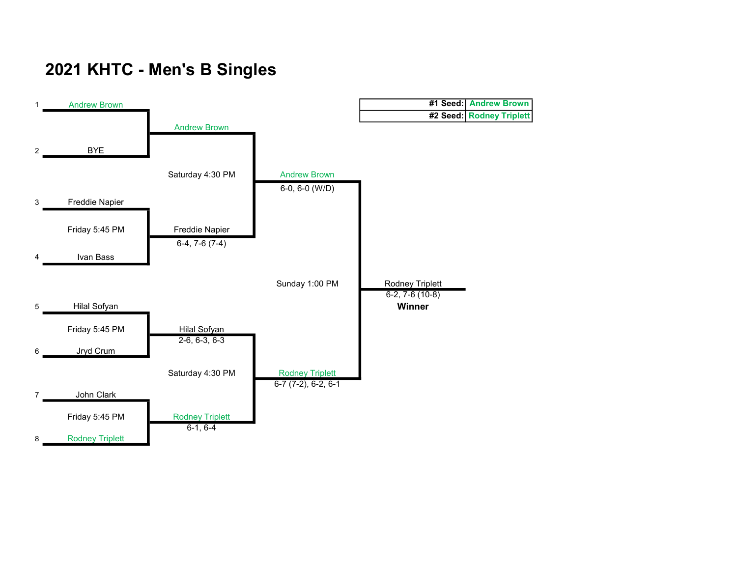# 2021 KHTC - Men's B Singles

| | |
|---|---|
| #1 Seed: | Andrew Brown |
| #2 Seed: | Rodney Triplett |

**First Round**

1. Andrew Brown
2. BYE

3. Freddie Napier
4. Ivan Bass

Friday 5:45 PM

5. Hilal Sofyan
6. Jryd Crum

Friday 5:45 PM

7. John Clark
8. Rodney Triplett

Friday 5:45 PM

**Second Round**

Andrew Brown

Freddie Napier — 6-4, 7-6 (7-4)

Saturday 4:30 PM

Hilal Sofyan — 2-6, 6-3, 6-3

Rodney Triplett — 6-1, 6-4

Saturday 4:30 PM

**Semifinals**

Andrew Brown — 6-0, 6-0 (W/D)

Rodney Triplett — 6-7 (7-2), 6-2, 6-1

Sunday 1:00 PM

**Final**

Rodney Triplett — 6-2, 7-6 (10-8)

**Winner**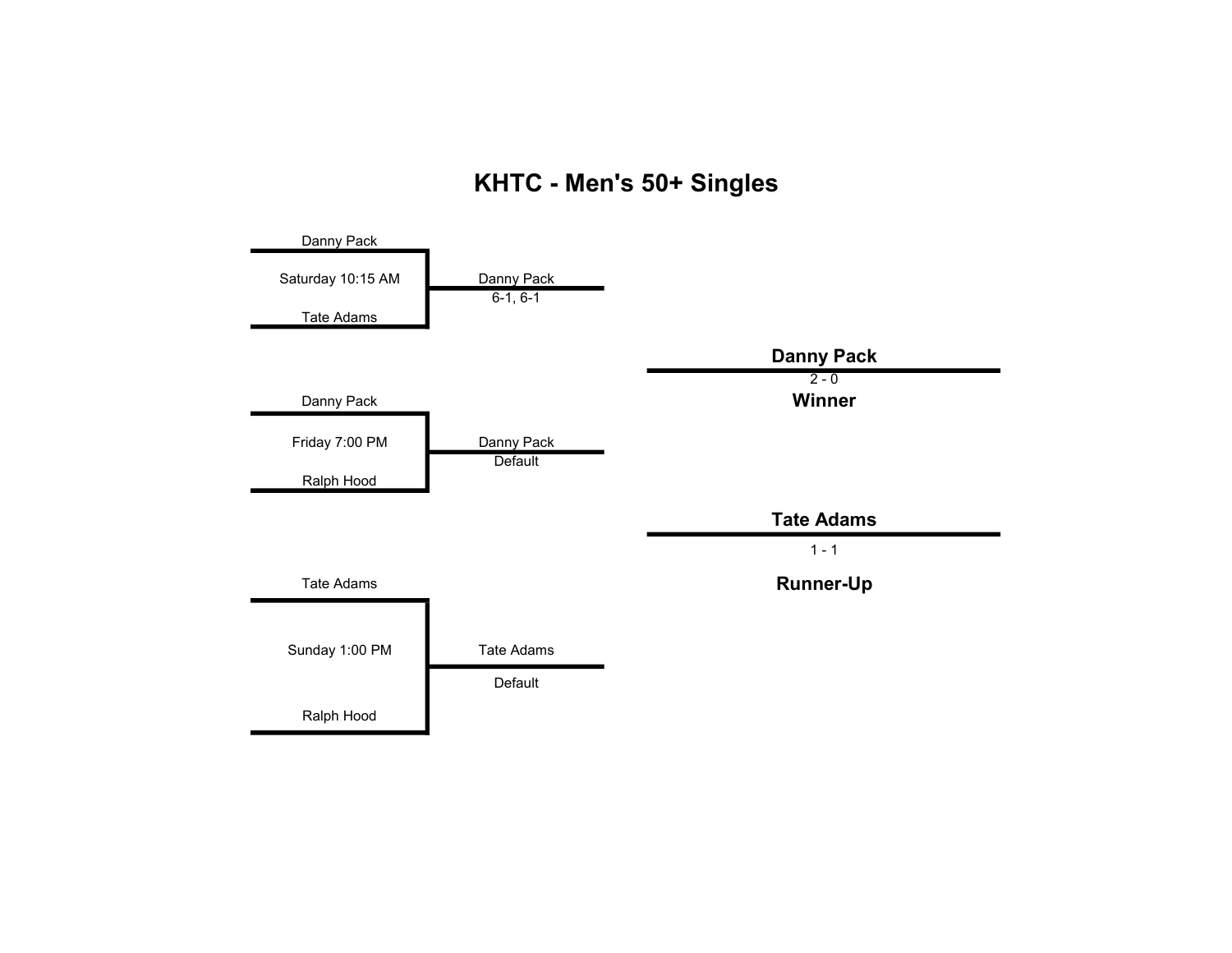# KHTC - Men's 50+ Singles

Danny Pack

Saturday 10:15 AM

Tate Adams

Danny Pack
6-1, 6-1

**Danny Pack**
2 - 0
**Winner**

Danny Pack

Friday 7:00 PM

Ralph Hood

Danny Pack
Default

**Tate Adams**
1 - 1

**Runner-Up**

Tate Adams

Sunday 1:00 PM

Ralph Hood

Tate Adams
Default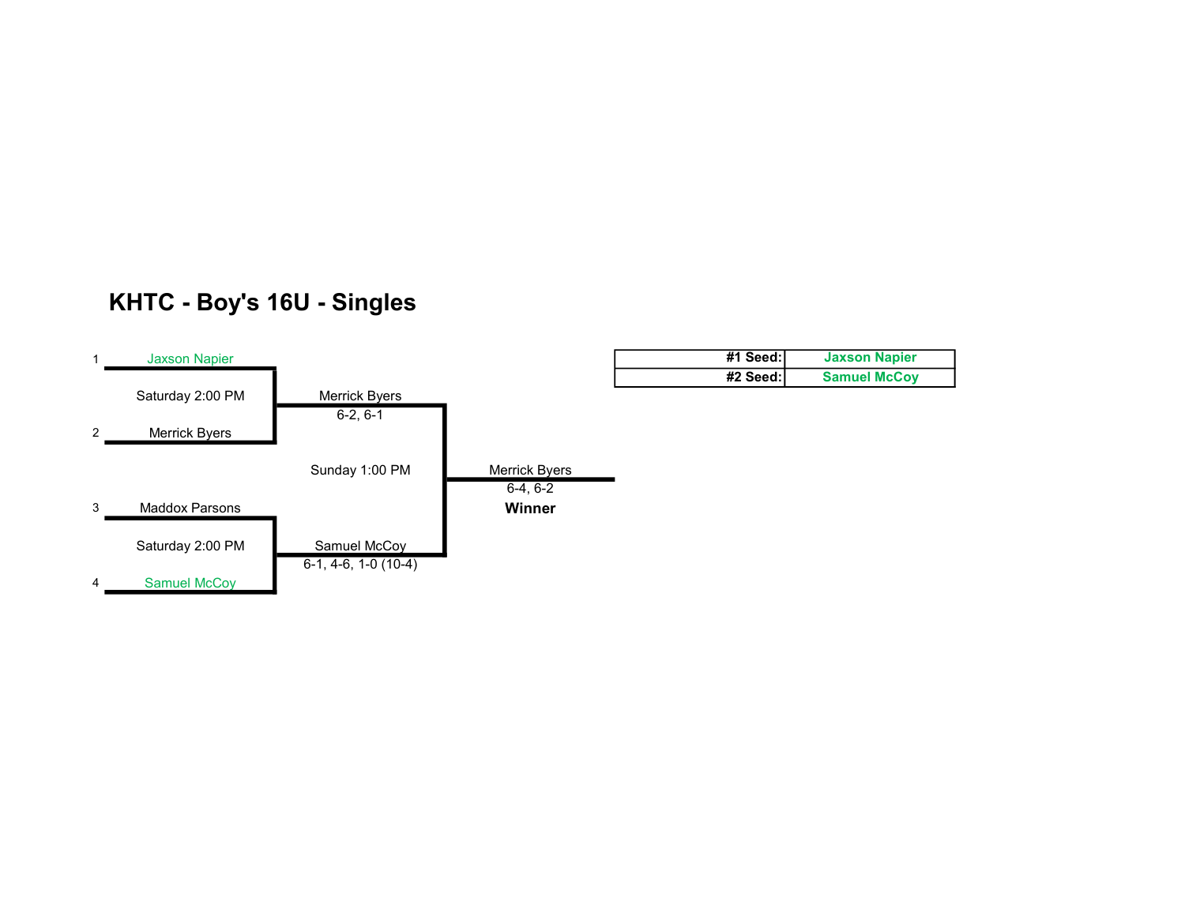# KHTC - Boy's 16U - Singles

| #1 Seed: | Jaxson Napier |
| --- | --- |
| #2 Seed: | Samuel McCoy |

1 Jaxson Napier

Saturday 2:00 PM

2 Merrick Byers

Merrick Byers
6-2, 6-1

Sunday 1:00 PM

3 Maddox Parsons

Saturday 2:00 PM

4 Samuel McCoy

Samuel McCoy
6-1, 4-6, 1-0 (10-4)

Merrick Byers
6-4, 6-2
**Winner**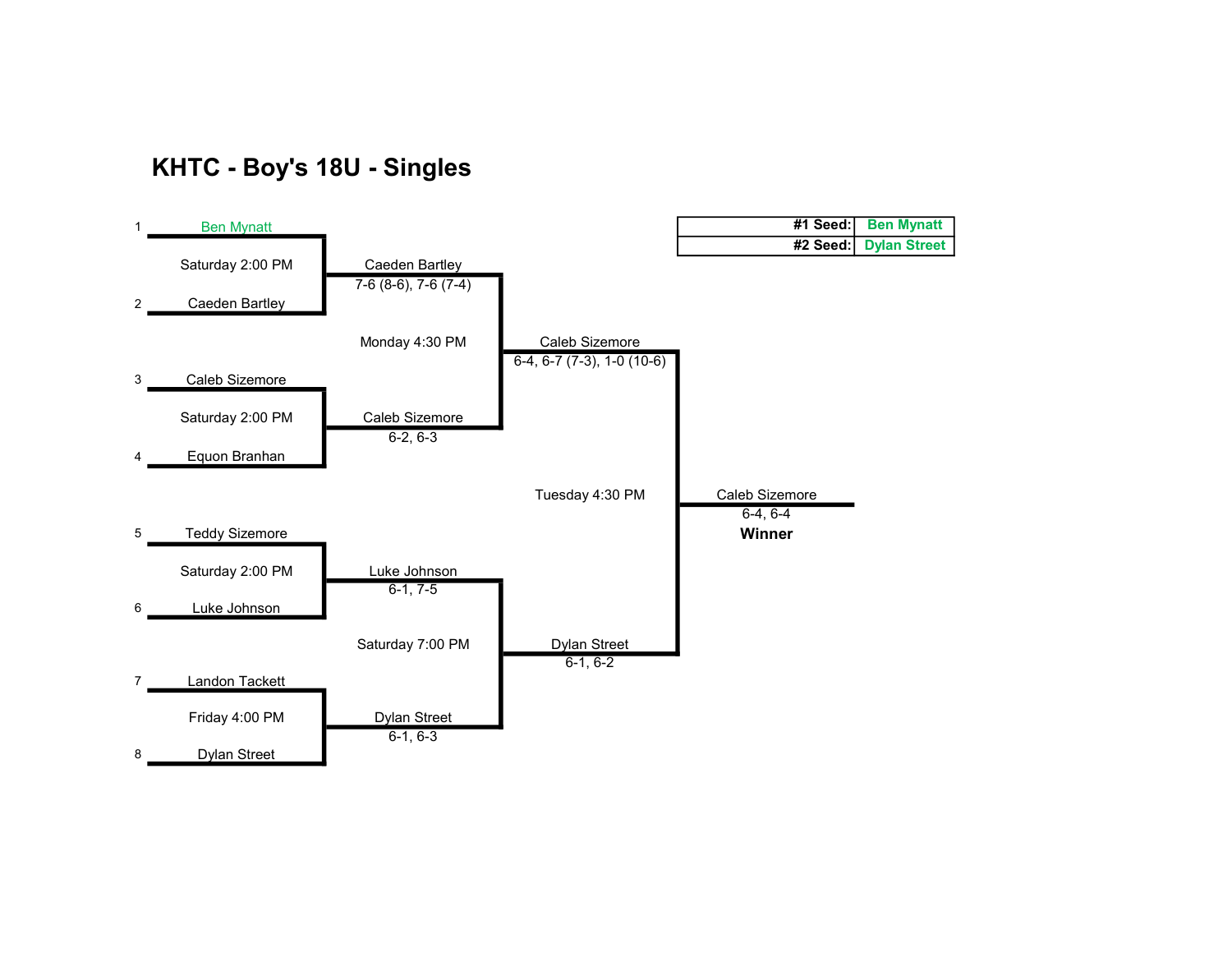# KHTC - Boy's 18U - Singles

| #1 Seed: | Ben Mynatt |
| --- | --- |
| #2 Seed: | Dylan Street |

**First Round**

| Seed | Player | Match Time |
| --- | --- | --- |
| 1 | Ben Mynatt | Saturday 2:00 PM |
| 2 | Caeden Bartley | |
| 3 | Caleb Sizemore | Saturday 2:00 PM |
| 4 | Equon Branhan | |
| 5 | Teddy Sizemore | Saturday 2:00 PM |
| 6 | Luke Johnson | |
| 7 | Landon Tackett | Friday 4:00 PM |
| 8 | Dylan Street | |

**Second Round**

| Winner | Score | Next Match Time |
| --- | --- | --- |
| Caeden Bartley | 7-6 (8-6), 7-6 (7-4) | Monday 4:30 PM |
| Caleb Sizemore | 6-2, 6-3 | |
| Luke Johnson | 6-1, 7-5 | Saturday 7:00 PM |
| Dylan Street | 6-1, 6-3 | |

**Third Round**

| Winner | Score | Next Match Time |
| --- | --- | --- |
| Caleb Sizemore | 6-4, 6-7 (7-3), 1-0 (10-6) | Tuesday 4:30 PM |
| Dylan Street | 6-1, 6-2 | |

**Final**

Caleb Sizemore
6-4, 6-4
**Winner**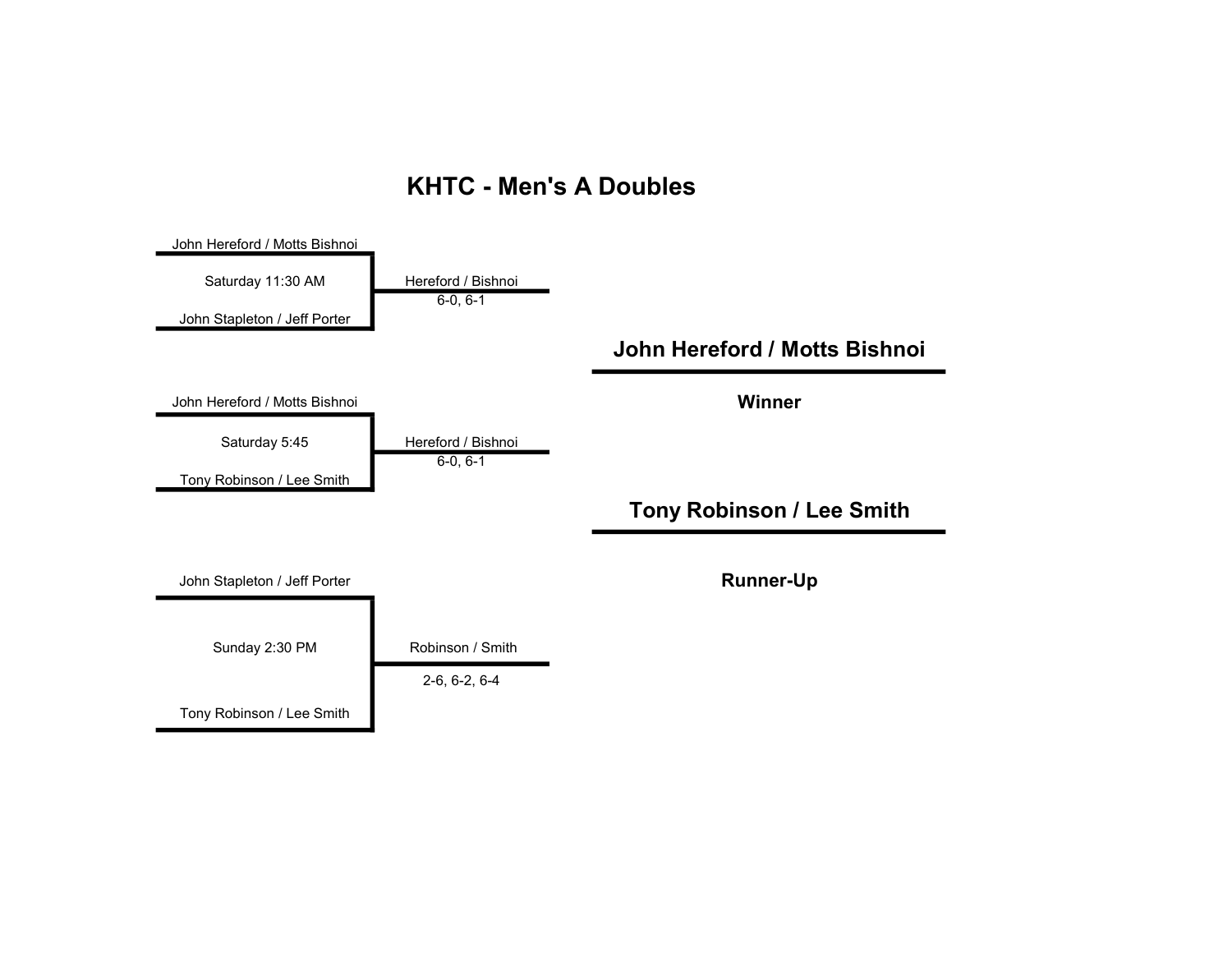# KHTC - Men's A Doubles

John Hereford / Motts Bishnoi

Saturday 11:30 AM

John Stapleton / Jeff Porter

Hereford / Bishnoi
6-0, 6-1

**John Hereford / Motts Bishnoi**

**Winner**

John Hereford / Motts Bishnoi

Saturday 5:45

Tony Robinson / Lee Smith

Hereford / Bishnoi
6-0, 6-1

**Tony Robinson / Lee Smith**

**Runner-Up**

John Stapleton / Jeff Porter

Sunday 2:30 PM

Tony Robinson / Lee Smith

Robinson / Smith
2-6, 6-2, 6-4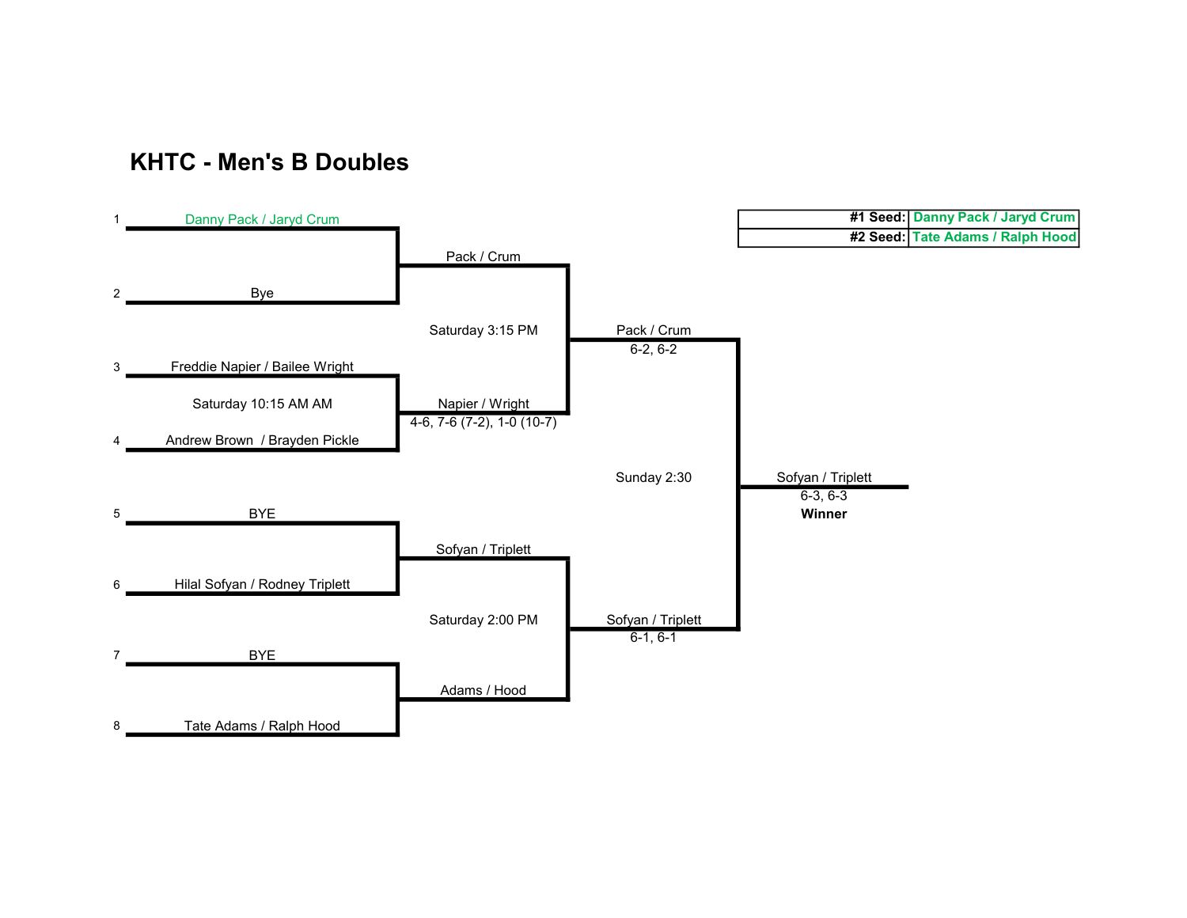# KHTC - Men's B Doubles

| | |
|---|---|
| #1 Seed: | Danny Pack / Jaryd Crum |
| #2 Seed: | Tate Adams / Ralph Hood |

**First Round**

1. Danny Pack / Jaryd Crum
2. Bye

3. Freddie Napier / Bailee Wright
4. Andrew Brown / Brayden Pickle

Saturday 10:15 AM AM

5. BYE
6. Hilal Sofyan / Rodney Triplett

7. BYE
8. Tate Adams / Ralph Hood

**Second Round**

Pack / Crum

Napier / Wright
4-6, 7-6 (7-2), 1-0 (10-7)

Saturday 3:15 PM

Sofyan / Triplett

Adams / Hood

Saturday 2:00 PM

**Semifinals**

Pack / Crum
6-2, 6-2

Sofyan / Triplett
6-1, 6-1

Sunday 2:30

**Final**

Sofyan / Triplett
6-3, 6-3
**Winner**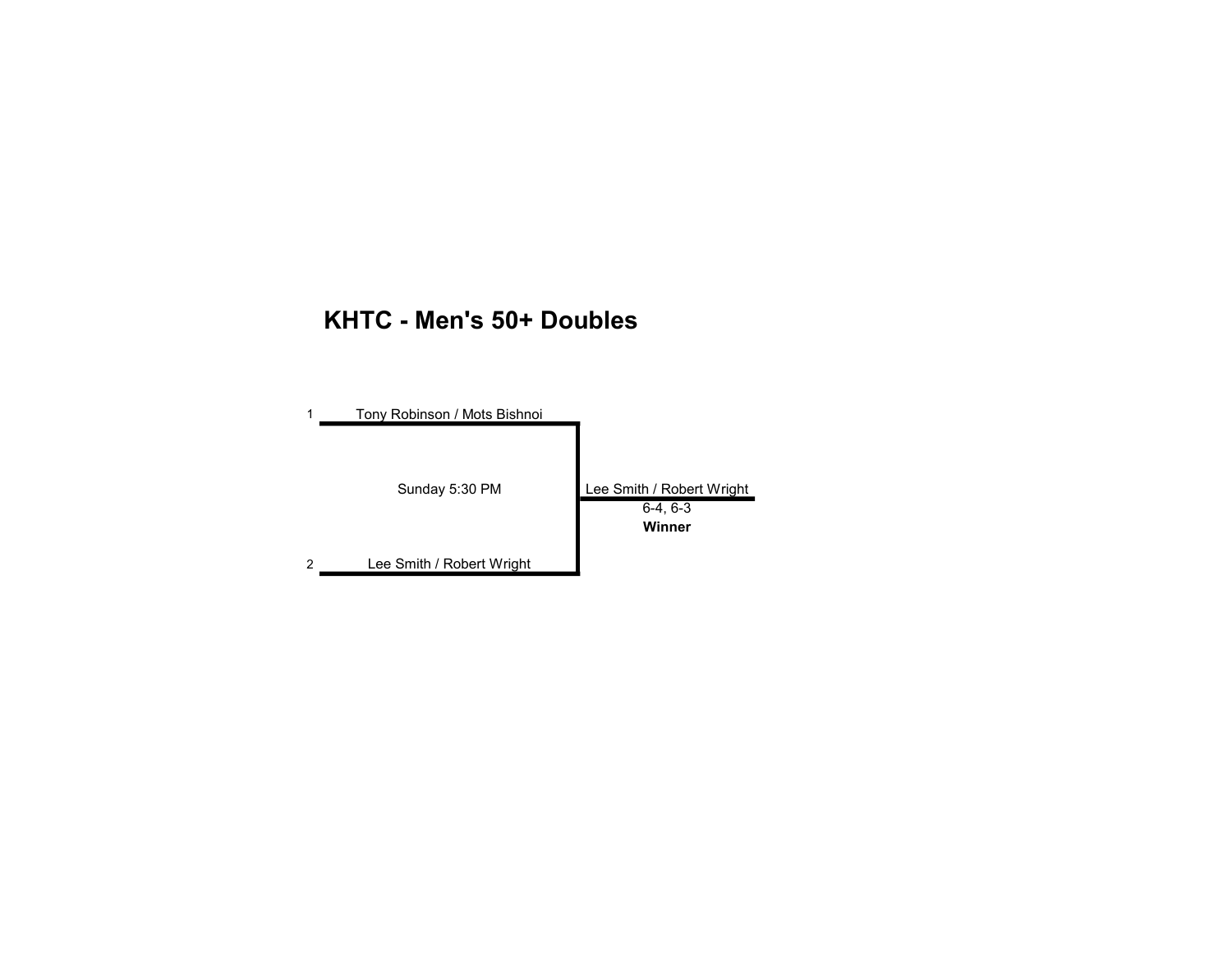# KHTC - Men's 50+ Doubles

1 Tony Robinson / Mots Bishnoi

Sunday 5:30 PM

2 Lee Smith / Robert Wright

Lee Smith / Robert Wright
6-4, 6-3
**Winner**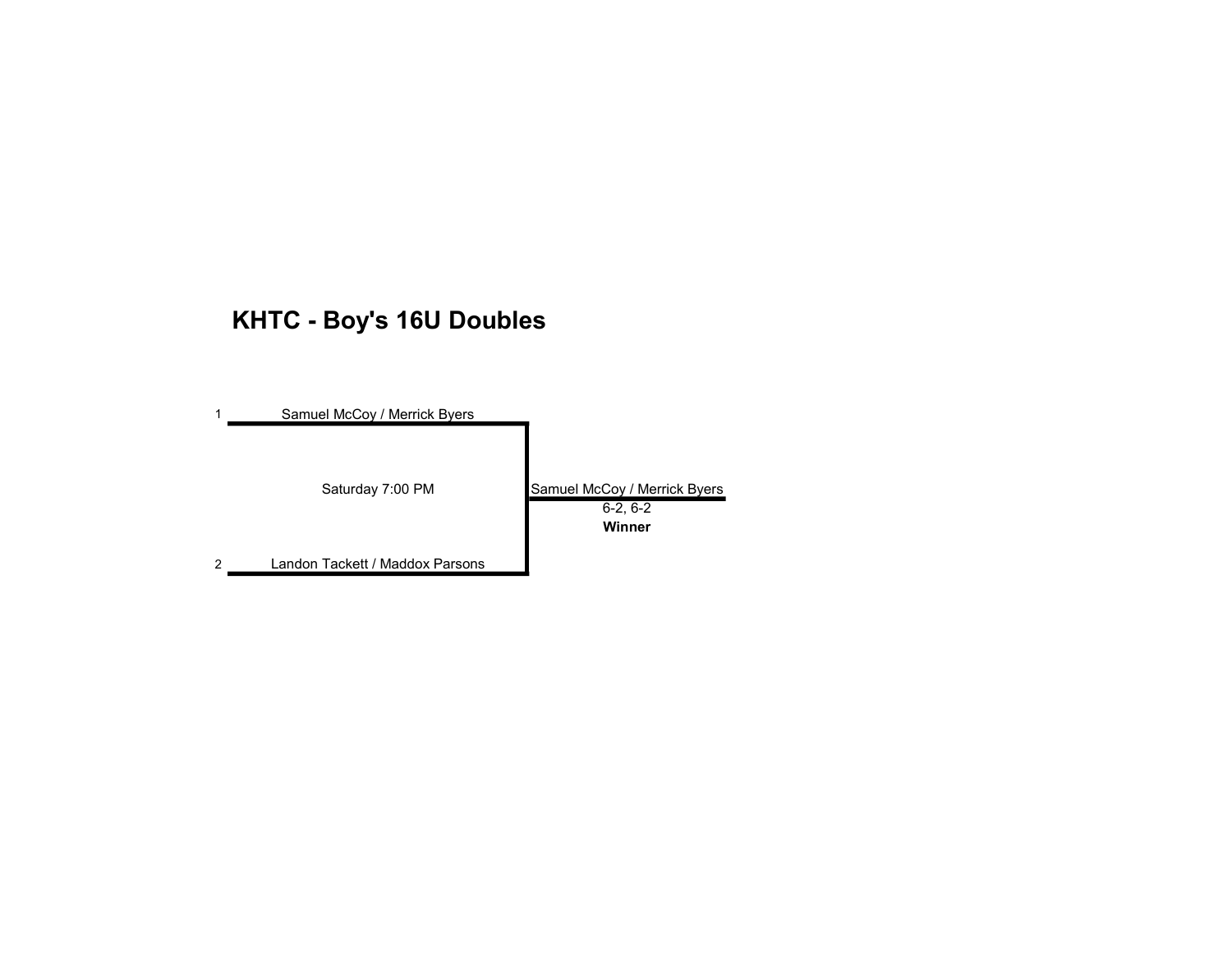# KHTC - Boy's 16U Doubles

1 Samuel McCoy / Merrick Byers

Saturday 7:00 PM

2 Landon Tackett / Maddox Parsons

Samuel McCoy / Merrick Byers
6-2, 6-2
**Winner**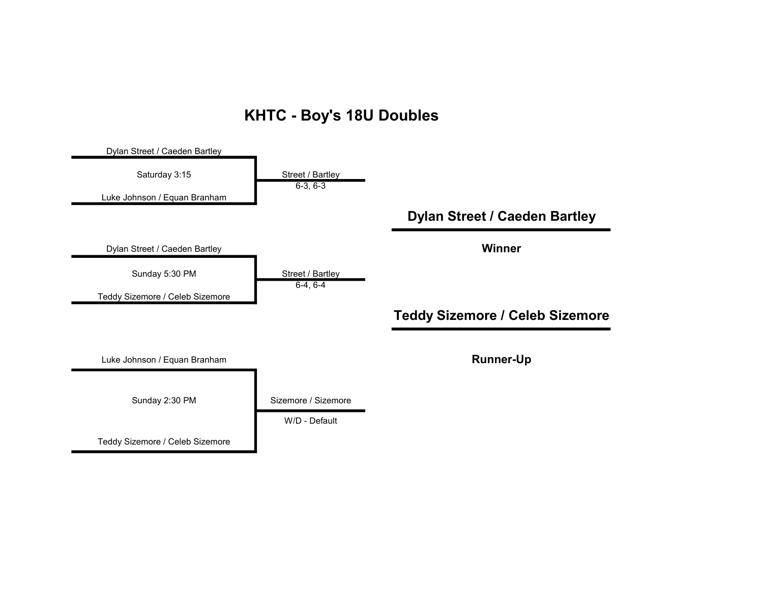# KHTC - Boy's 18U Doubles

Dylan Street / Caeden Bartley

Saturday 3:15

Luke Johnson / Equan Branham

Street / Bartley
6-3, 6-3

Dylan Street / Caeden Bartley

Sunday 5:30 PM

Teddy Sizemore / Celeb Sizemore

Street / Bartley
6-4, 6-4

Luke Johnson / Equan Branham

Sunday 2:30 PM

Teddy Sizemore / Celeb Sizemore

Sizemore / Sizemore
W/D - Default

**Dylan Street / Caeden Bartley**

**Winner**

**Teddy Sizemore / Celeb Sizemore**

**Runner-Up**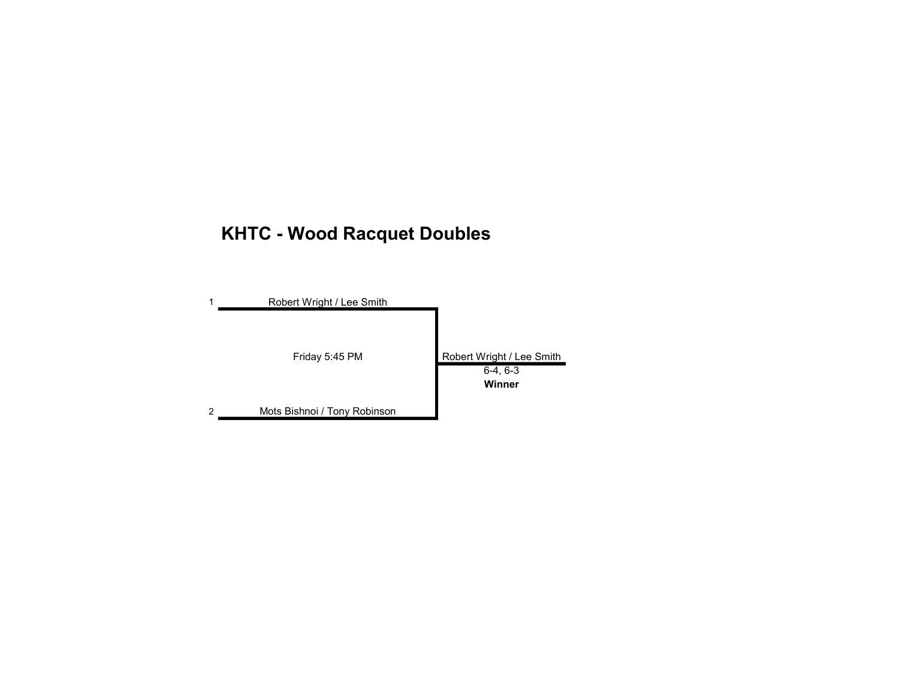# KHTC - Wood Racquet Doubles

1 Robert Wright / Lee Smith

Friday 5:45 PM

2 Mots Bishnoi / Tony Robinson

Robert Wright / Lee Smith
6-4, 6-3
**Winner**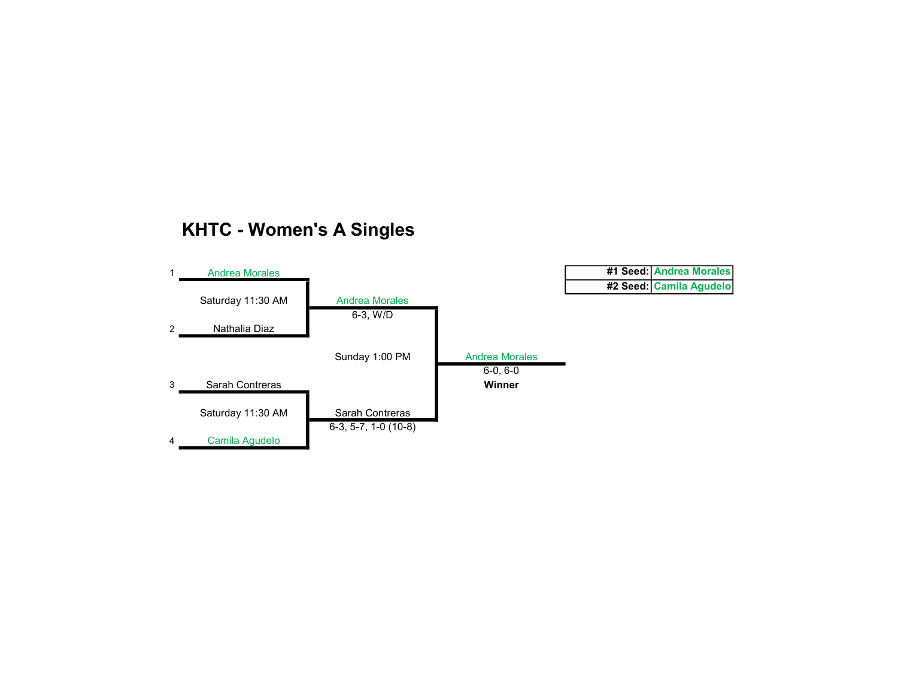# KHTC - Women's A Singles

| | |
|---|---|
| #1 Seed: | Andrea Morales |
| #2 Seed: | Camila Agudelo |

1 Andrea Morales

Saturday 11:30 AM

2 Nathalia Diaz

Andrea Morales
6-3, W/D

Sunday 1:00 PM

3 Sarah Contreras

Saturday 11:30 AM

4 Camila Agudelo

Sarah Contreras
6-3, 5-7, 1-0 (10-8)

Andrea Morales
6-0, 6-0
**Winner**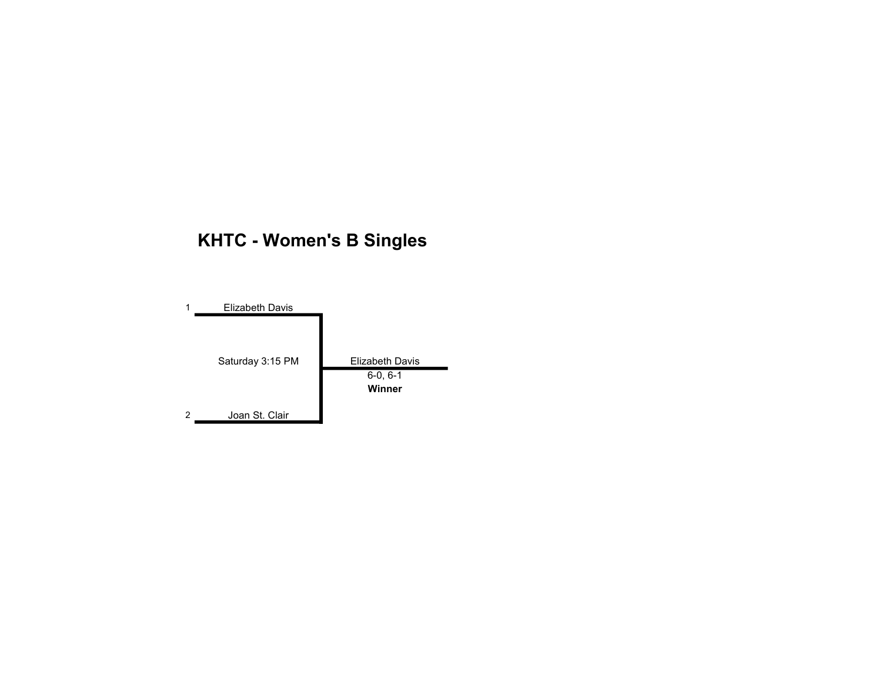# KHTC - Women's B Singles

1 Elizabeth Davis

Saturday 3:15 PM

2 Joan St. Clair

Elizabeth Davis
6-0, 6-1
**Winner**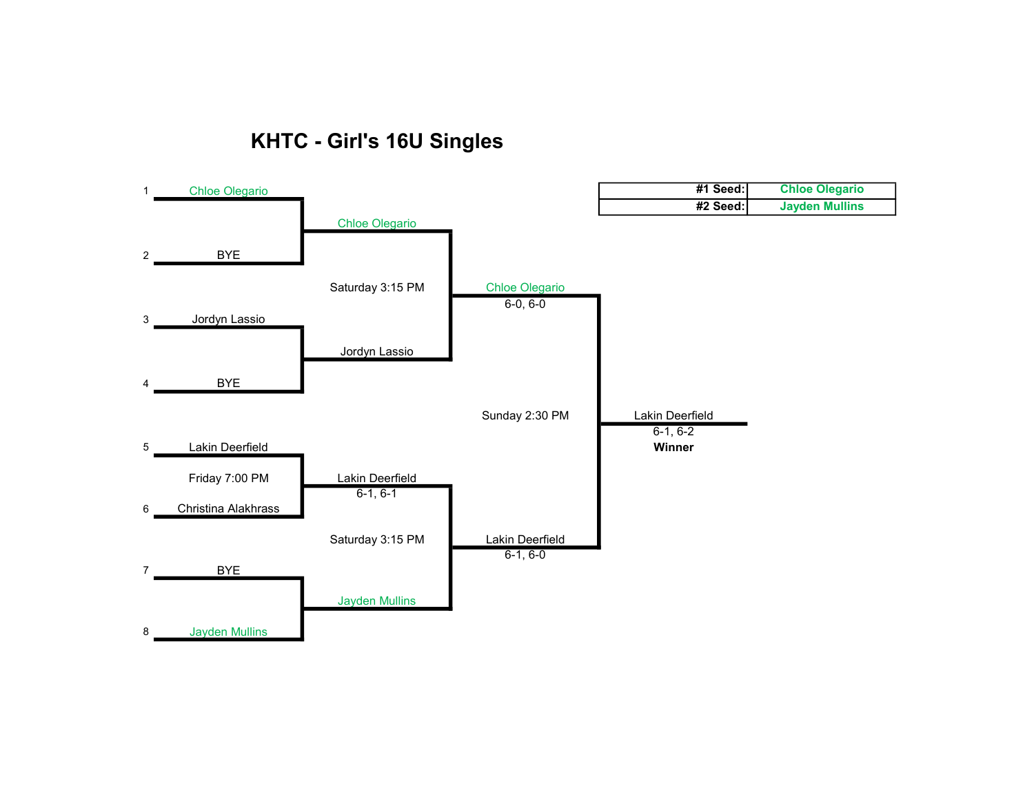# KHTC - Girl's 16U Singles

| #1 Seed: | Chloe Olegario |
|---|---|
| #2 Seed: | Jayden Mullins |

**First Round**

| Seed | Player |
|---|---|
| 1 | Chloe Olegario |
| 2 | BYE |
| 3 | Jordyn Lassio |
| 4 | BYE |
| 5 | Lakin Deerfield |
| 6 | Christina Alakhrass |
| 7 | BYE |
| 8 | Jayden Mullins |

Friday 7:00 PM (5 vs 6)

**Quarterfinals**

- Chloe Olegario
- Jordyn Lassio
- Lakin Deerfield 6-1, 6-1
- Jayden Mullins

**Semifinals** (Saturday 3:15 PM)

- Chloe Olegario 6-0, 6-0
- Lakin Deerfield 6-1, 6-0

**Final** (Sunday 2:30 PM)

Lakin Deerfield
6-1, 6-2
**Winner**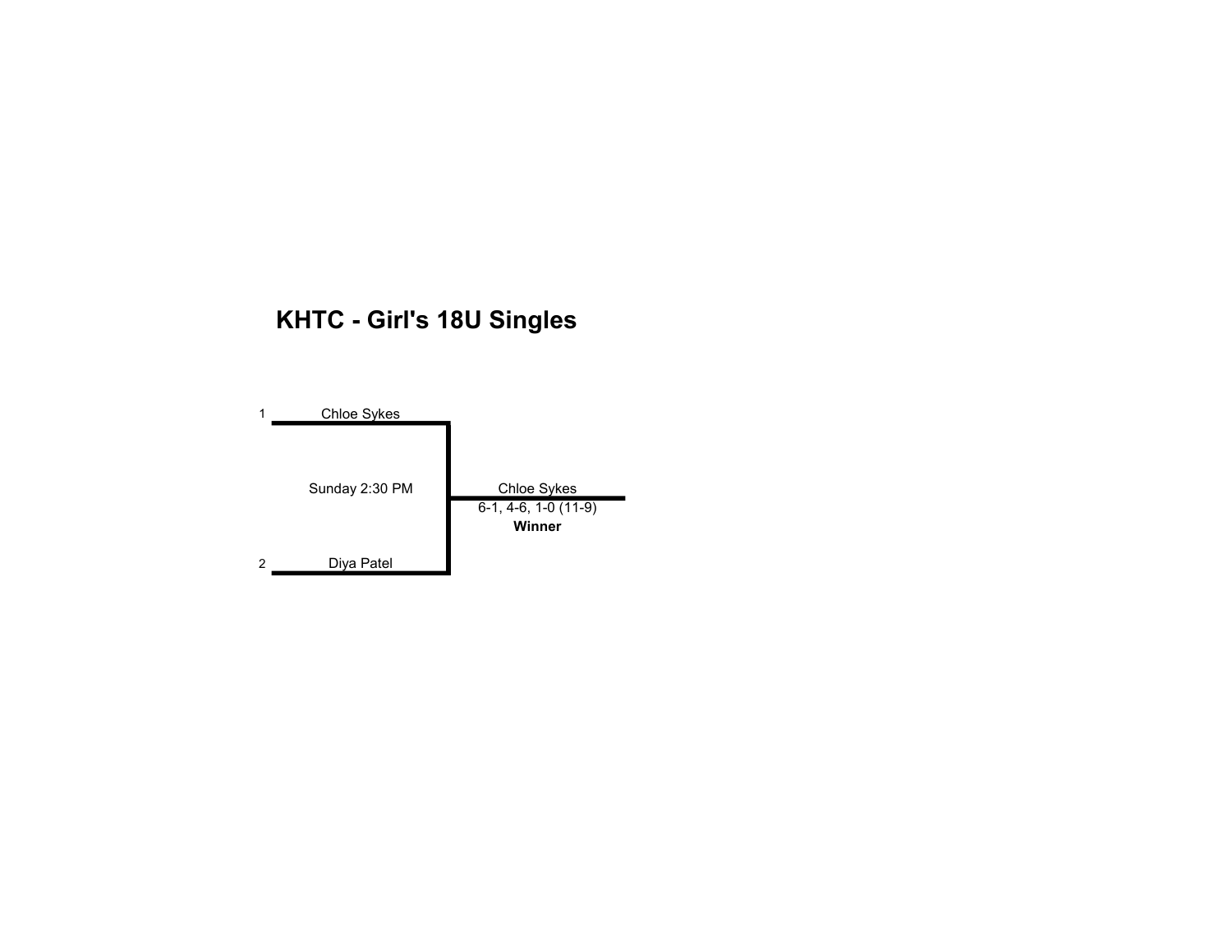# KHTC - Girl's 18U Singles

1 Chloe Sykes

Sunday 2:30 PM

2 Diya Patel

Chloe Sykes
6-1, 4-6, 1-0 (11-9)
**Winner**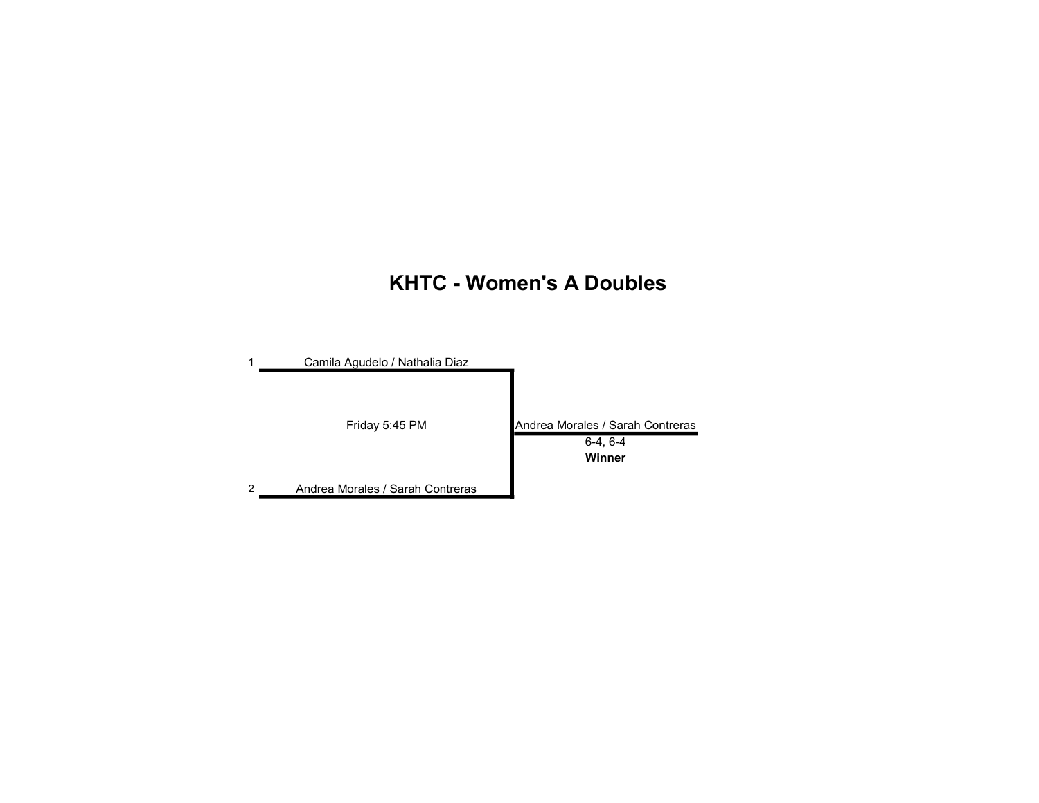# KHTC - Women's A Doubles

1 Camila Agudelo / Nathalia Diaz

Friday 5:45 PM

2 Andrea Morales / Sarah Contreras

Andrea Morales / Sarah Contreras

6-4, 6-4

**Winner**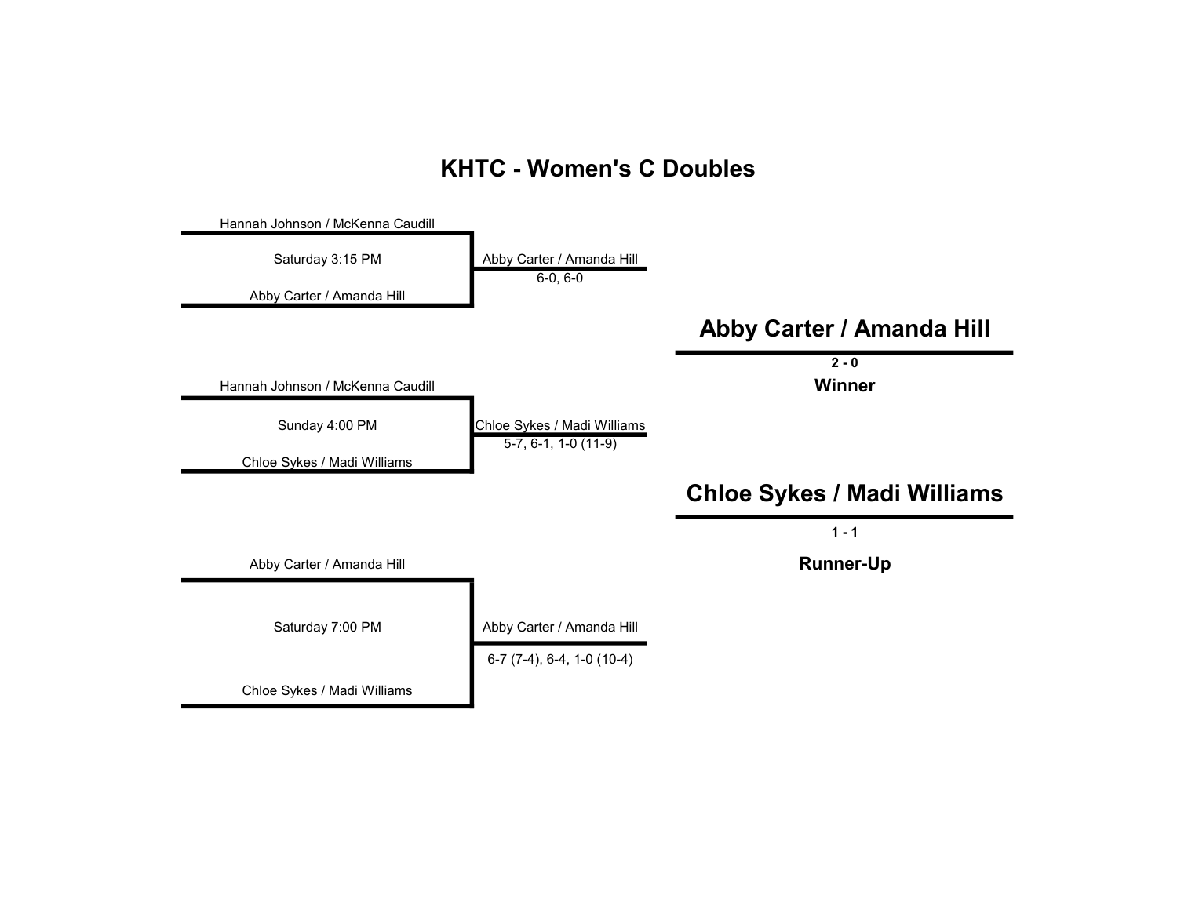# KHTC - Women's C Doubles

Hannah Johnson / McKenna Caudill

Saturday 3:15 PM

Abby Carter / Amanda Hill

Abby Carter / Amanda Hill
6-0, 6-0

Hannah Johnson / McKenna Caudill

Sunday 4:00 PM

Chloe Sykes / Madi Williams

Chloe Sykes / Madi Williams
5-7, 6-1, 1-0 (11-9)

Abby Carter / Amanda Hill

Saturday 7:00 PM

Chloe Sykes / Madi Williams

Abby Carter / Amanda Hill
6-7 (7-4), 6-4, 1-0 (10-4)

## Abby Carter / Amanda Hill

**2 - 0**

**Winner**

## Chloe Sykes / Madi Williams

**1 - 1**

**Runner-Up**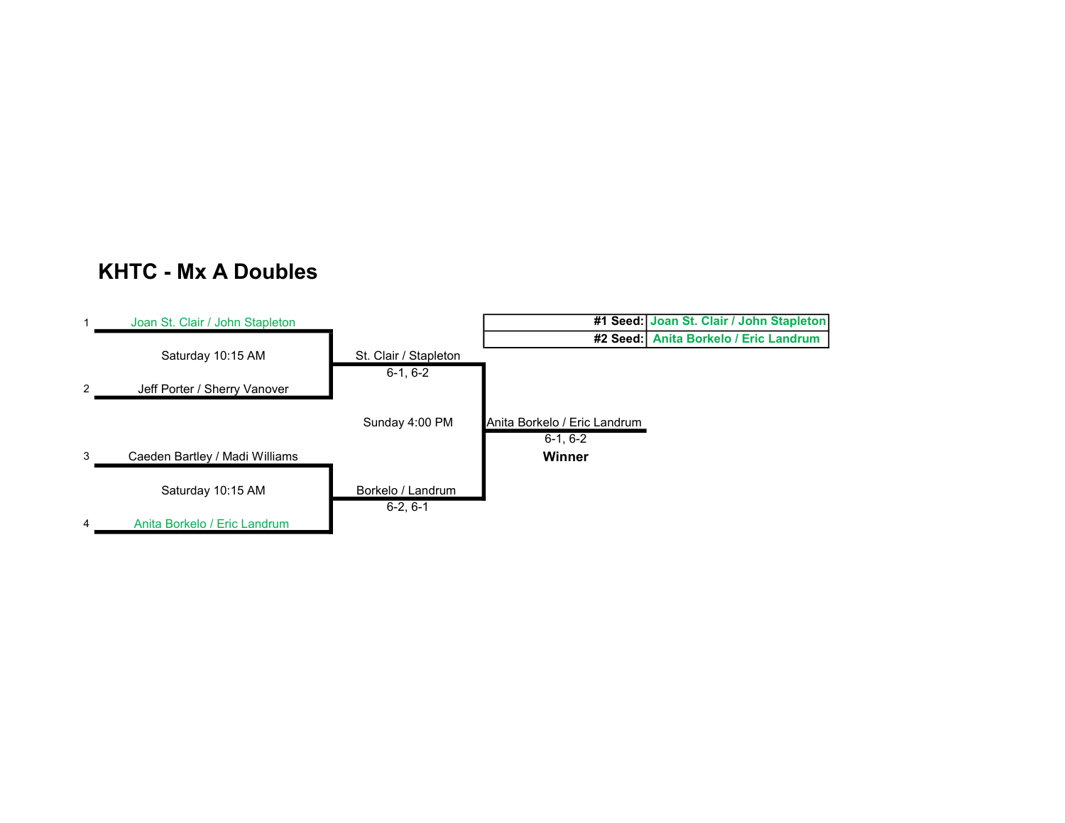# KHTC - Mx A Doubles

| | |
|---|---|
| **#1 Seed:** | **Joan St. Clair / John Stapleton** |
| **#2 Seed:** | **Anita Borkelo / Eric Landrum** |

1 Joan St. Clair / John Stapleton

Saturday 10:15 AM

2 Jeff Porter / Sherry Vanover

St. Clair / Stapleton
6-1, 6-2

Sunday 4:00 PM

3 Caeden Bartley / Madi Williams

Saturday 10:15 AM

4 Anita Borkelo / Eric Landrum

Borkelo / Landrum
6-2, 6-1

Anita Borkelo / Eric Landrum
6-1, 6-2

**Winner**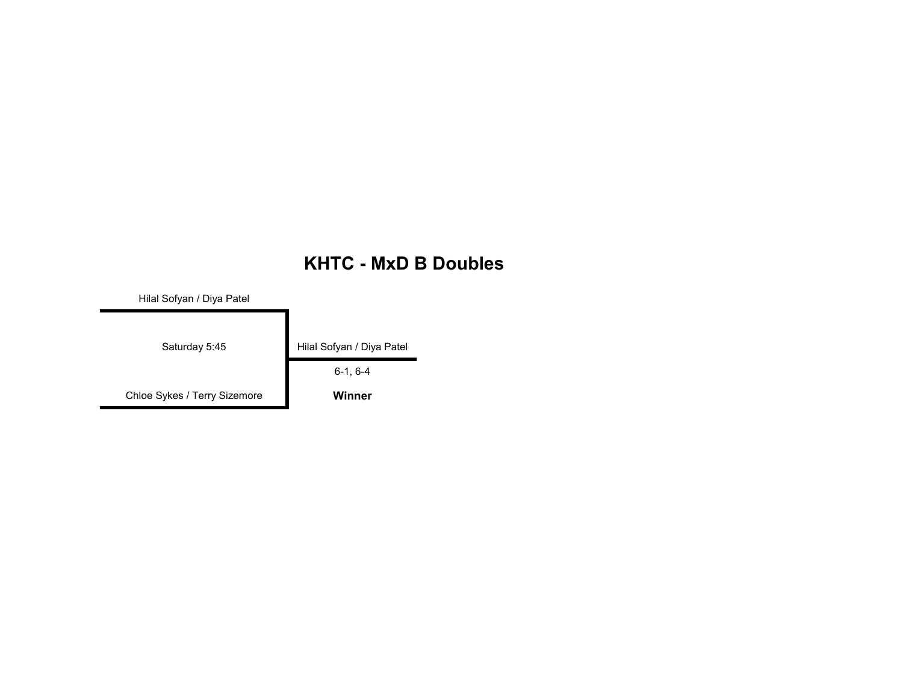# KHTC - MxD B Doubles

Hilal Sofyan / Diya Patel

Saturday 5:45

Chloe Sykes / Terry Sizemore

Hilal Sofyan / Diya Patel

6-1, 6-4

**Winner**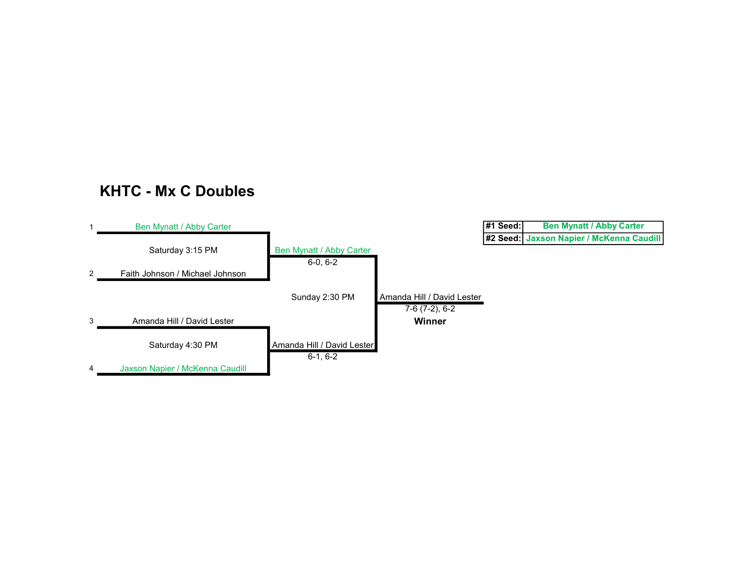# KHTC - Mx C Doubles

| #1 Seed: | Ben Mynatt / Abby Carter |
| --- | --- |
| #2 Seed: | Jaxson Napier / McKenna Caudill |

1 Ben Mynatt / Abby Carter

Saturday 3:15 PM

2 Faith Johnson / Michael Johnson

Ben Mynatt / Abby Carter
6-0, 6-2

Sunday 2:30 PM

3 Amanda Hill / David Lester

Saturday 4:30 PM

4 Jaxson Napier / McKenna Caudill

Amanda Hill / David Lester
6-1, 6-2

Amanda Hill / David Lester
7-6 (7-2), 6-2
**Winner**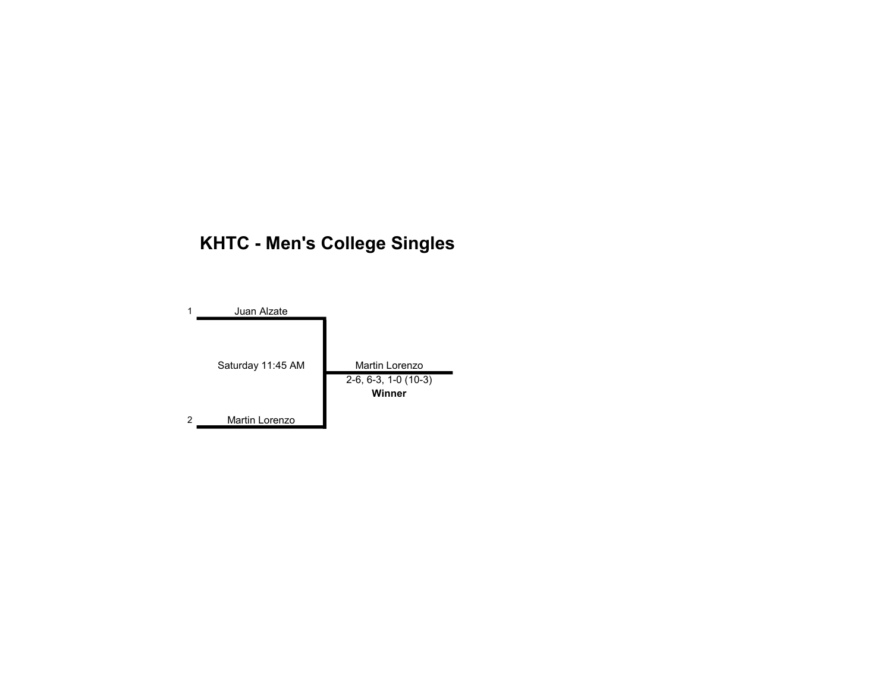# KHTC - Men's College Singles

1 Juan Alzate

Saturday 11:45 AM

2 Martin Lorenzo

Martin Lorenzo
2-6, 6-3, 1-0 (10-3)
**Winner**